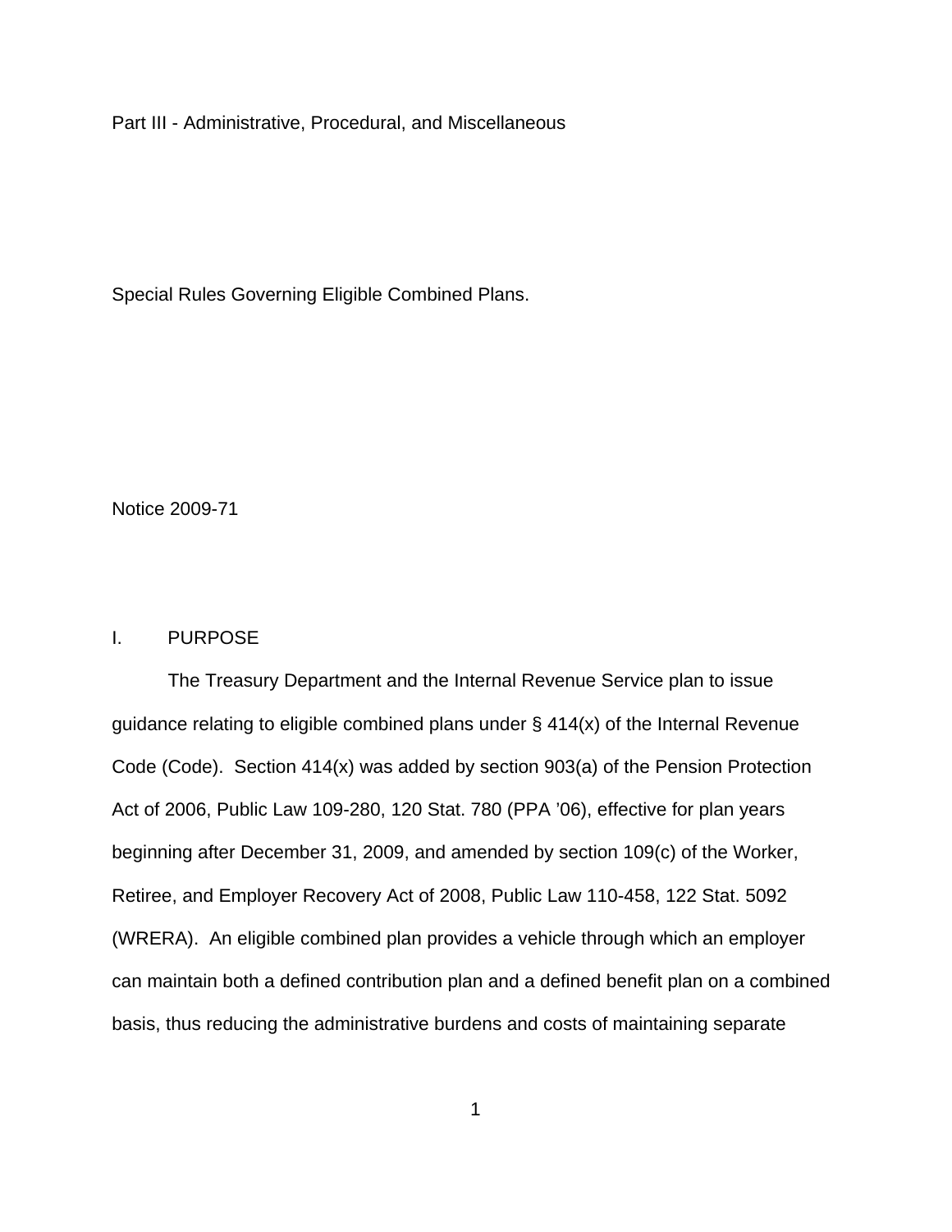Part III - Administrative, Procedural, and Miscellaneous

# Special Rules Governing Eligible Combined Plans.

Notice 2009-71

## I. PURPOSE

The Treasury Department and the Internal Revenue Service plan to issue guidance relating to eligible combined plans under § 414(x) of the Internal Revenue Code (Code). Section 414(x) was added by section 903(a) of the Pension Protection Act of 2006, Public Law 109-280, 120 Stat. 780 (PPA '06), effective for plan years beginning after December 31, 2009, and amended by section 109(c) of the Worker, Retiree, and Employer Recovery Act of 2008, Public Law 110-458, 122 Stat. 5092 (WRERA). An eligible combined plan provides a vehicle through which an employer can maintain both a defined contribution plan and a defined benefit plan on a combined basis, thus reducing the administrative burdens and costs of maintaining separate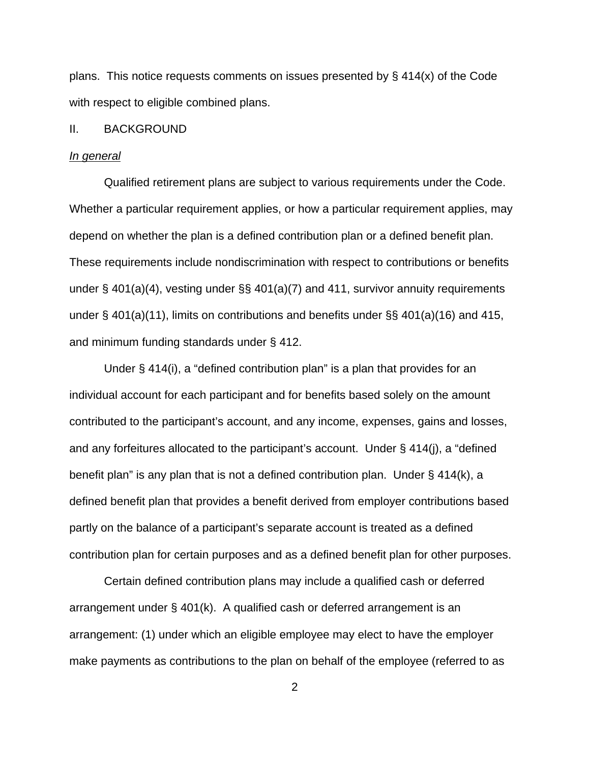plans. This notice requests comments on issues presented by § 414(x) of the Code with respect to eligible combined plans.

## II. BACKGROUND

*In general*

Qualified retirement plans are subject to various requirements under the Code. Whether a particular requirement applies, or how a particular requirement applies, may depend on whether the plan is a defined contribution plan or a defined benefit plan. These requirements include nondiscrimination with respect to contributions or benefits under § 401(a)(4), vesting under §§ 401(a)(7) and 411, survivor annuity requirements under § 401(a)(11), limits on contributions and benefits under §§ 401(a)(16) and 415, and minimum funding standards under § 412.

Under § 414(i), a "defined contribution plan" is a plan that provides for an individual account for each participant and for benefits based solely on the amount contributed to the participant's account, and any income, expenses, gains and losses, and any forfeitures allocated to the participant's account. Under § 414(j), a "defined benefit plan" is any plan that is not a defined contribution plan. Under § 414(k), a defined benefit plan that provides a benefit derived from employer contributions based partly on the balance of a participant's separate account is treated as a defined contribution plan for certain purposes and as a defined benefit plan for other purposes.

Certain defined contribution plans may include a qualified cash or deferred arrangement under § 401(k). A qualified cash or deferred arrangement is an arrangement: (1) under which an eligible employee may elect to have the employer make payments as contributions to the plan on behalf of the employee (referred to as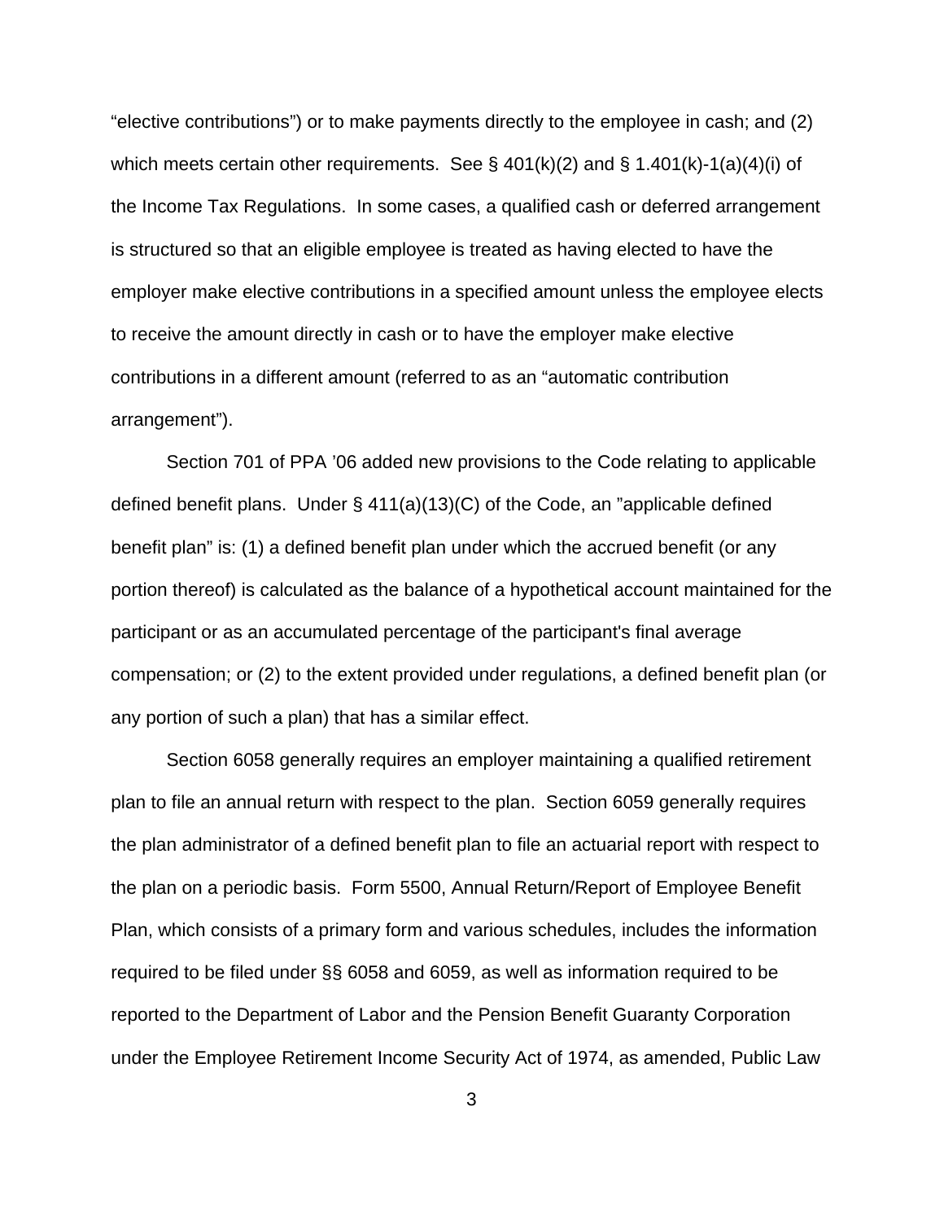"elective contributions") or to make payments directly to the employee in cash; and (2) which meets certain other requirements. See § 401(k)(2) and § 1.401(k)-1(a)(4)(i) of the Income Tax Regulations. In some cases, a qualified cash or deferred arrangement is structured so that an eligible employee is treated as having elected to have the employer make elective contributions in a specified amount unless the employee elects to receive the amount directly in cash or to have the employer make elective contributions in a different amount (referred to as an "automatic contribution arrangement").

Section 701 of PPA '06 added new provisions to the Code relating to applicable defined benefit plans. Under § 411(a)(13)(C) of the Code, an "applicable defined benefit plan" is: (1) a defined benefit plan under which the accrued benefit (or any portion thereof) is calculated as the balance of a hypothetical account maintained for the participant or as an accumulated percentage of the participant's final average compensation; or (2) to the extent provided under regulations, a defined benefit plan (or any portion of such a plan) that has a similar effect.

Section 6058 generally requires an employer maintaining a qualified retirement plan to file an annual return with respect to the plan. Section 6059 generally requires the plan administrator of a defined benefit plan to file an actuarial report with respect to the plan on a periodic basis. Form 5500, Annual Return/Report of Employee Benefit Plan, which consists of a primary form and various schedules, includes the information required to be filed under §§ 6058 and 6059, as well as information required to be reported to the Department of Labor and the Pension Benefit Guaranty Corporation under the Employee Retirement Income Security Act of 1974, as amended, Public Law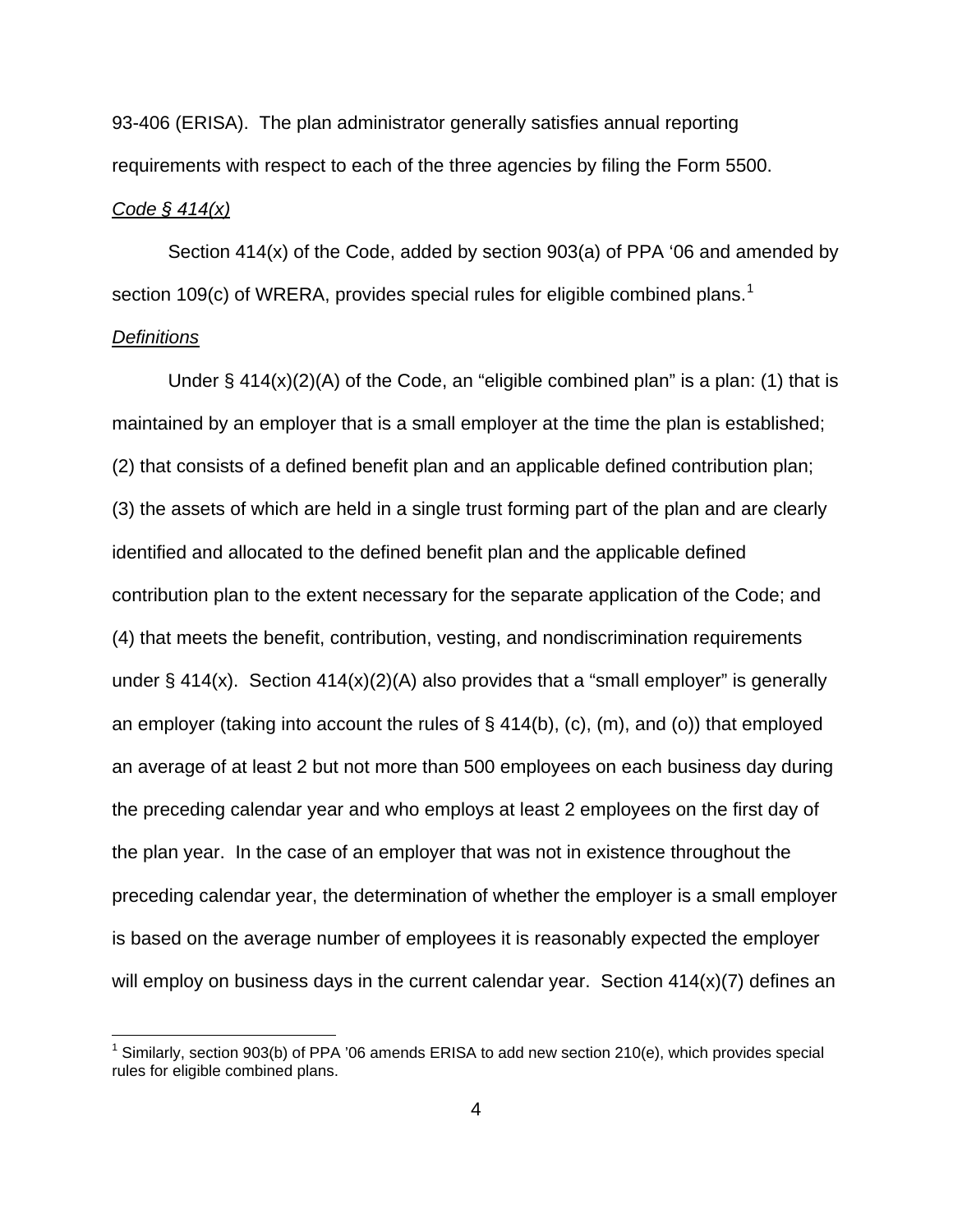93-406 (ERISA). The plan administrator generally satisfies annual reporting requirements with respect to each of the three agencies by filing the Form 5500.

*Code § 414(x)*

Section 414(x) of the Code, added by section 903(a) of PPA '06 and amended by section 109(c) of WRERA, provides special rules for eligible combined plans.[1]

*Definitions*

Under § 414(x)(2)(A) of the Code, an "eligible combined plan" is a plan: (1) that is maintained by an employer that is a small employer at the time the plan is established; (2) that consists of a defined benefit plan and an applicable defined contribution plan; (3) the assets of which are held in a single trust forming part of the plan and are clearly identified and allocated to the defined benefit plan and the applicable defined contribution plan to the extent necessary for the separate application of the Code; and (4) that meets the benefit, contribution, vesting, and nondiscrimination requirements under § 414(x). Section 414(x)(2)(A) also provides that a "small employer" is generally an employer (taking into account the rules of § 414(b), (c), (m), and (o)) that employed an average of at least 2 but not more than 500 employees on each business day during the preceding calendar year and who employs at least 2 employees on the first day of the plan year. In the case of an employer that was not in existence throughout the preceding calendar year, the determination of whether the employer is a small employer is based on the average number of employees it is reasonably expected the employer will employ on business days in the current calendar year. Section 414(x)(7) defines an

[1] Similarly, section 903(b) of PPA '06 amends ERISA to add new section 210(e), which provides special rules for eligible combined plans.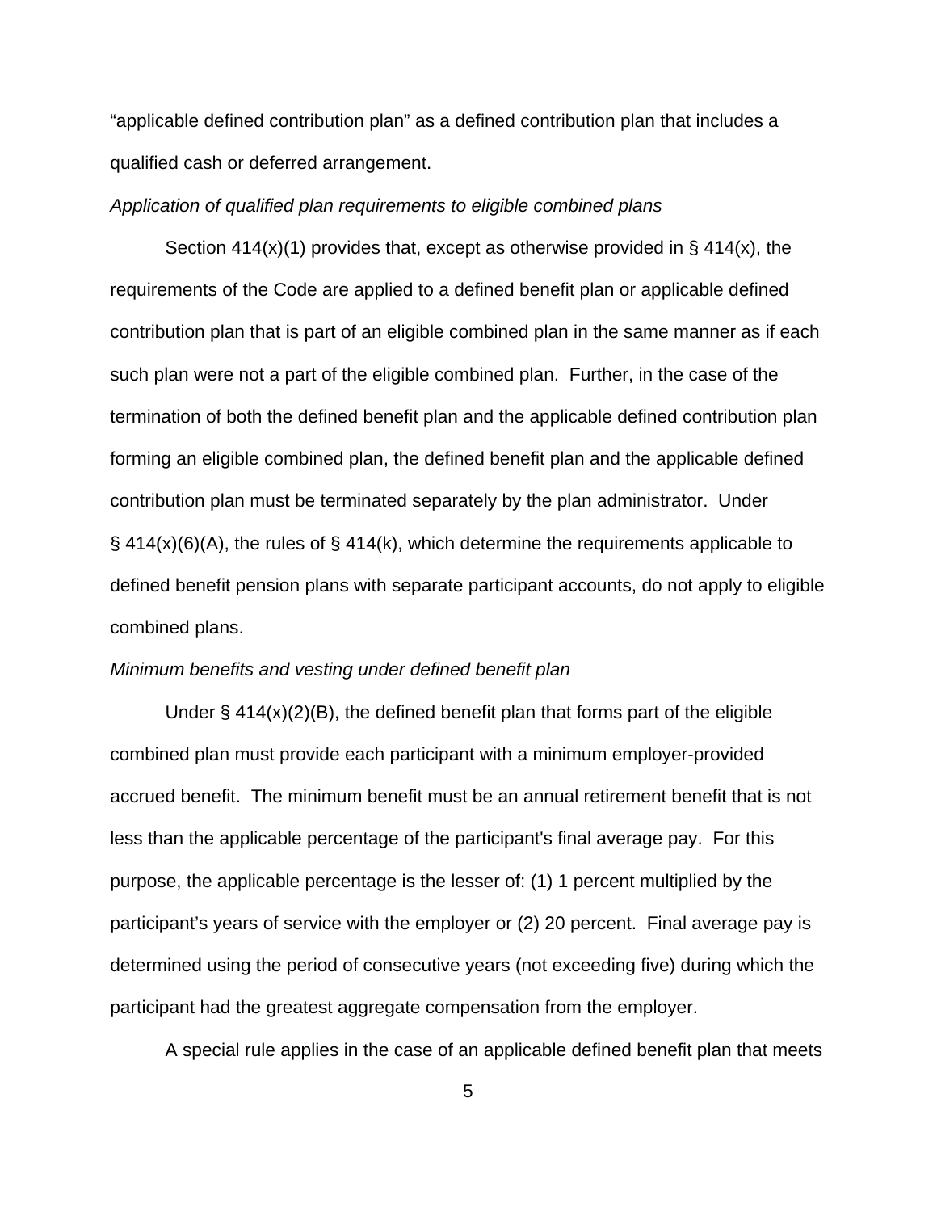“applicable defined contribution plan” as a defined contribution plan that includes a qualified cash or deferred arrangement.

*Application of qualified plan requirements to eligible combined plans*

Section 414(x)(1) provides that, except as otherwise provided in § 414(x), the requirements of the Code are applied to a defined benefit plan or applicable defined contribution plan that is part of an eligible combined plan in the same manner as if each such plan were not a part of the eligible combined plan. Further, in the case of the termination of both the defined benefit plan and the applicable defined contribution plan forming an eligible combined plan, the defined benefit plan and the applicable defined contribution plan must be terminated separately by the plan administrator. Under § 414(x)(6)(A), the rules of § 414(k), which determine the requirements applicable to defined benefit pension plans with separate participant accounts, do not apply to eligible combined plans.

*Minimum benefits and vesting under defined benefit plan*

Under § 414(x)(2)(B), the defined benefit plan that forms part of the eligible combined plan must provide each participant with a minimum employer-provided accrued benefit. The minimum benefit must be an annual retirement benefit that is not less than the applicable percentage of the participant's final average pay. For this purpose, the applicable percentage is the lesser of: (1) 1 percent multiplied by the participant’s years of service with the employer or (2) 20 percent. Final average pay is determined using the period of consecutive years (not exceeding five) during which the participant had the greatest aggregate compensation from the employer.

A special rule applies in the case of an applicable defined benefit plan that meets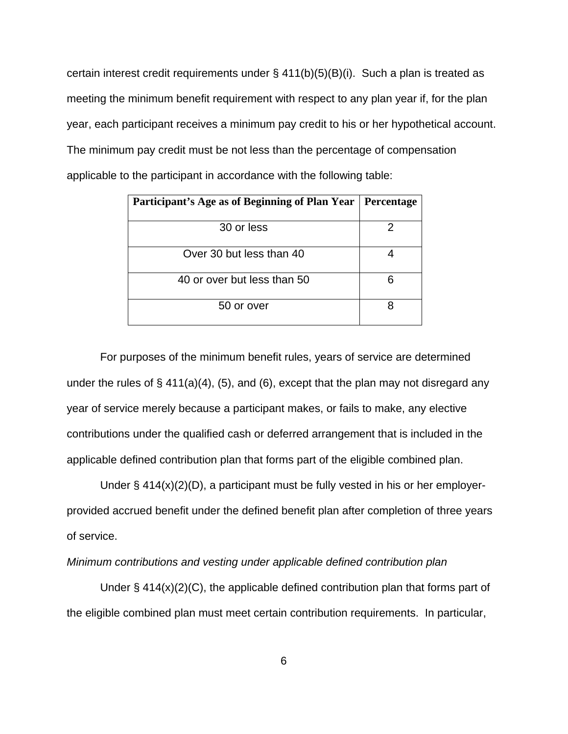certain interest credit requirements under § 411(b)(5)(B)(i). Such a plan is treated as meeting the minimum benefit requirement with respect to any plan year if, for the plan year, each participant receives a minimum pay credit to his or her hypothetical account. The minimum pay credit must be not less than the percentage of compensation applicable to the participant in accordance with the following table:

| Participant's Age as of Beginning of Plan Year | Percentage |
|---|---|
| 30 or less | 2 |
| Over 30 but less than 40 | 4 |
| 40 or over but less than 50 | 6 |
| 50 or over | 8 |

For purposes of the minimum benefit rules, years of service are determined under the rules of § 411(a)(4), (5), and (6), except that the plan may not disregard any year of service merely because a participant makes, or fails to make, any elective contributions under the qualified cash or deferred arrangement that is included in the applicable defined contribution plan that forms part of the eligible combined plan.

Under § 414(x)(2)(D), a participant must be fully vested in his or her employer-provided accrued benefit under the defined benefit plan after completion of three years of service.

*Minimum contributions and vesting under applicable defined contribution plan*

Under § 414(x)(2)(C), the applicable defined contribution plan that forms part of the eligible combined plan must meet certain contribution requirements. In particular,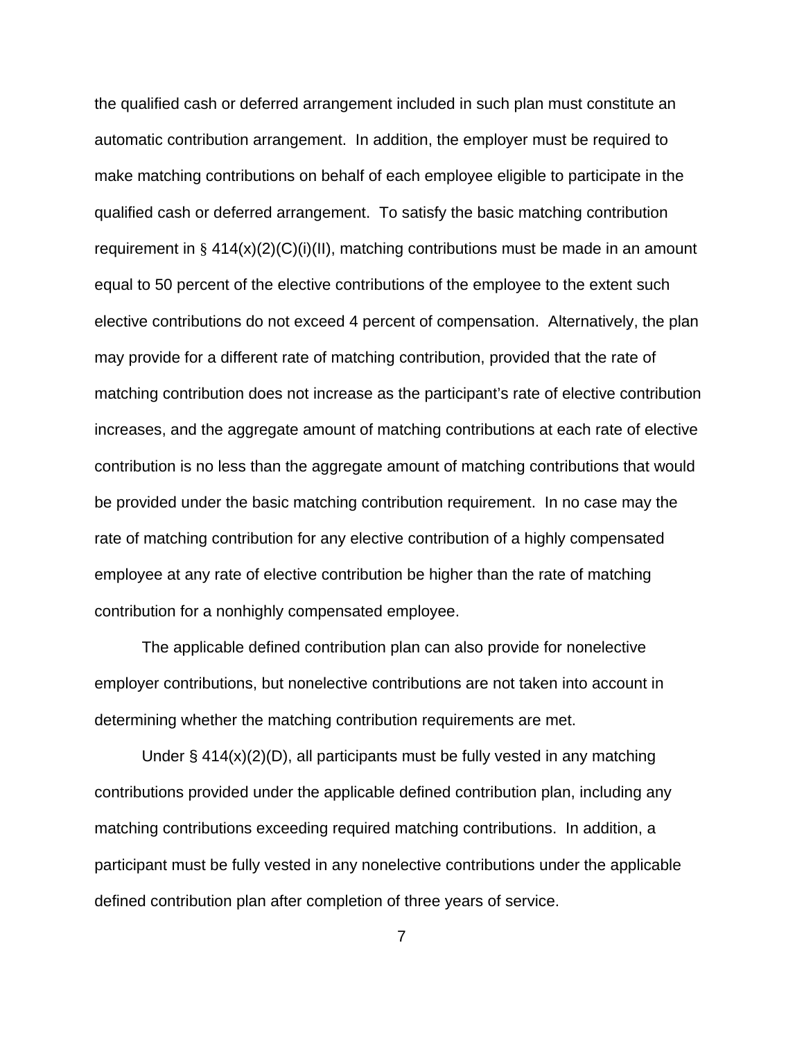the qualified cash or deferred arrangement included in such plan must constitute an automatic contribution arrangement. In addition, the employer must be required to make matching contributions on behalf of each employee eligible to participate in the qualified cash or deferred arrangement. To satisfy the basic matching contribution requirement in § 414(x)(2)(C)(i)(II), matching contributions must be made in an amount equal to 50 percent of the elective contributions of the employee to the extent such elective contributions do not exceed 4 percent of compensation. Alternatively, the plan may provide for a different rate of matching contribution, provided that the rate of matching contribution does not increase as the participant's rate of elective contribution increases, and the aggregate amount of matching contributions at each rate of elective contribution is no less than the aggregate amount of matching contributions that would be provided under the basic matching contribution requirement. In no case may the rate of matching contribution for any elective contribution of a highly compensated employee at any rate of elective contribution be higher than the rate of matching contribution for a nonhighly compensated employee.

The applicable defined contribution plan can also provide for nonelective employer contributions, but nonelective contributions are not taken into account in determining whether the matching contribution requirements are met.

Under § 414(x)(2)(D), all participants must be fully vested in any matching contributions provided under the applicable defined contribution plan, including any matching contributions exceeding required matching contributions. In addition, a participant must be fully vested in any nonelective contributions under the applicable defined contribution plan after completion of three years of service.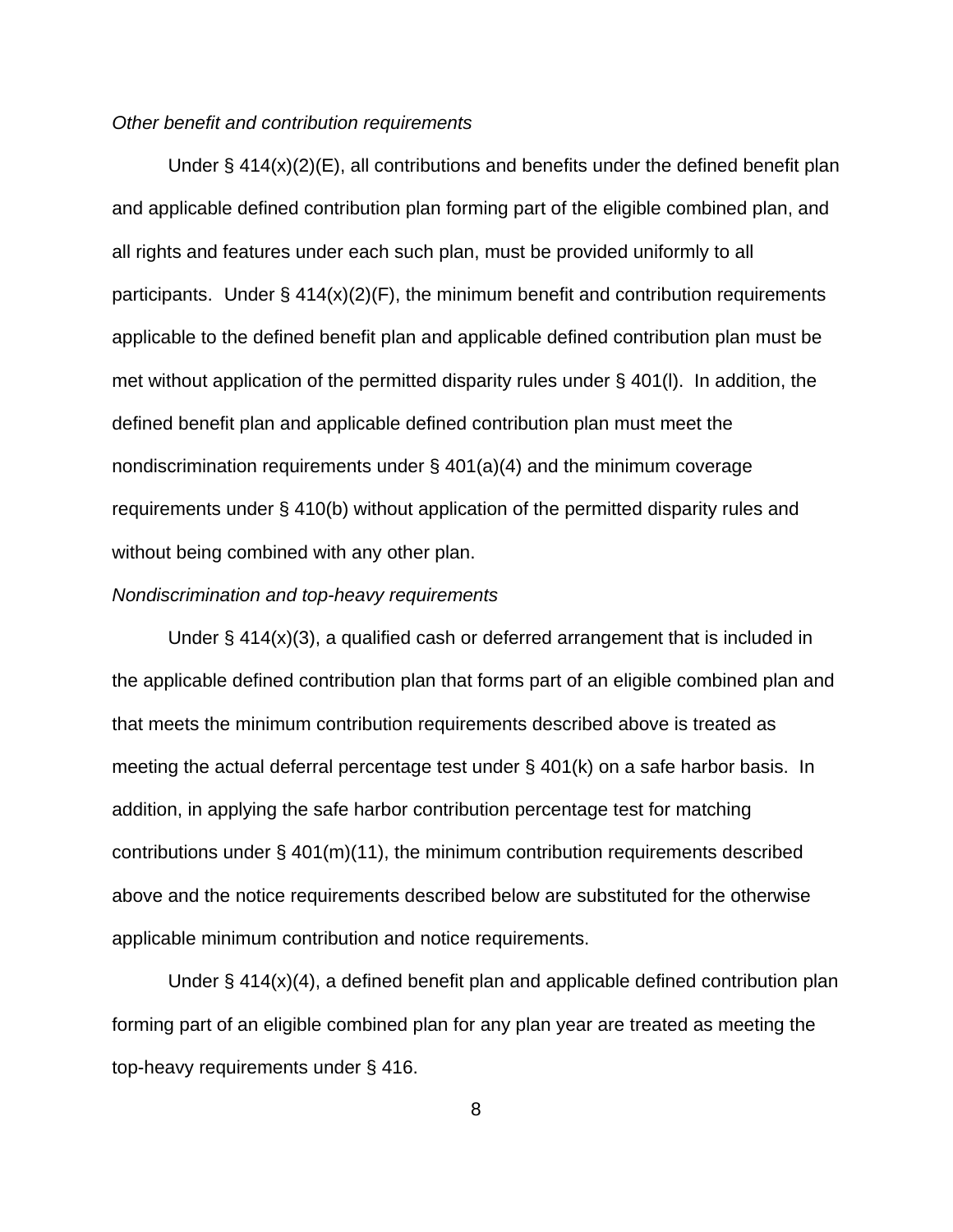*Other benefit and contribution requirements*

Under § 414(x)(2)(E), all contributions and benefits under the defined benefit plan and applicable defined contribution plan forming part of the eligible combined plan, and all rights and features under each such plan, must be provided uniformly to all participants. Under § 414(x)(2)(F), the minimum benefit and contribution requirements applicable to the defined benefit plan and applicable defined contribution plan must be met without application of the permitted disparity rules under § 401(l). In addition, the defined benefit plan and applicable defined contribution plan must meet the nondiscrimination requirements under § 401(a)(4) and the minimum coverage requirements under § 410(b) without application of the permitted disparity rules and without being combined with any other plan.

*Nondiscrimination and top-heavy requirements*

Under § 414(x)(3), a qualified cash or deferred arrangement that is included in the applicable defined contribution plan that forms part of an eligible combined plan and that meets the minimum contribution requirements described above is treated as meeting the actual deferral percentage test under § 401(k) on a safe harbor basis. In addition, in applying the safe harbor contribution percentage test for matching contributions under § 401(m)(11), the minimum contribution requirements described above and the notice requirements described below are substituted for the otherwise applicable minimum contribution and notice requirements.

Under § 414(x)(4), a defined benefit plan and applicable defined contribution plan forming part of an eligible combined plan for any plan year are treated as meeting the top-heavy requirements under § 416.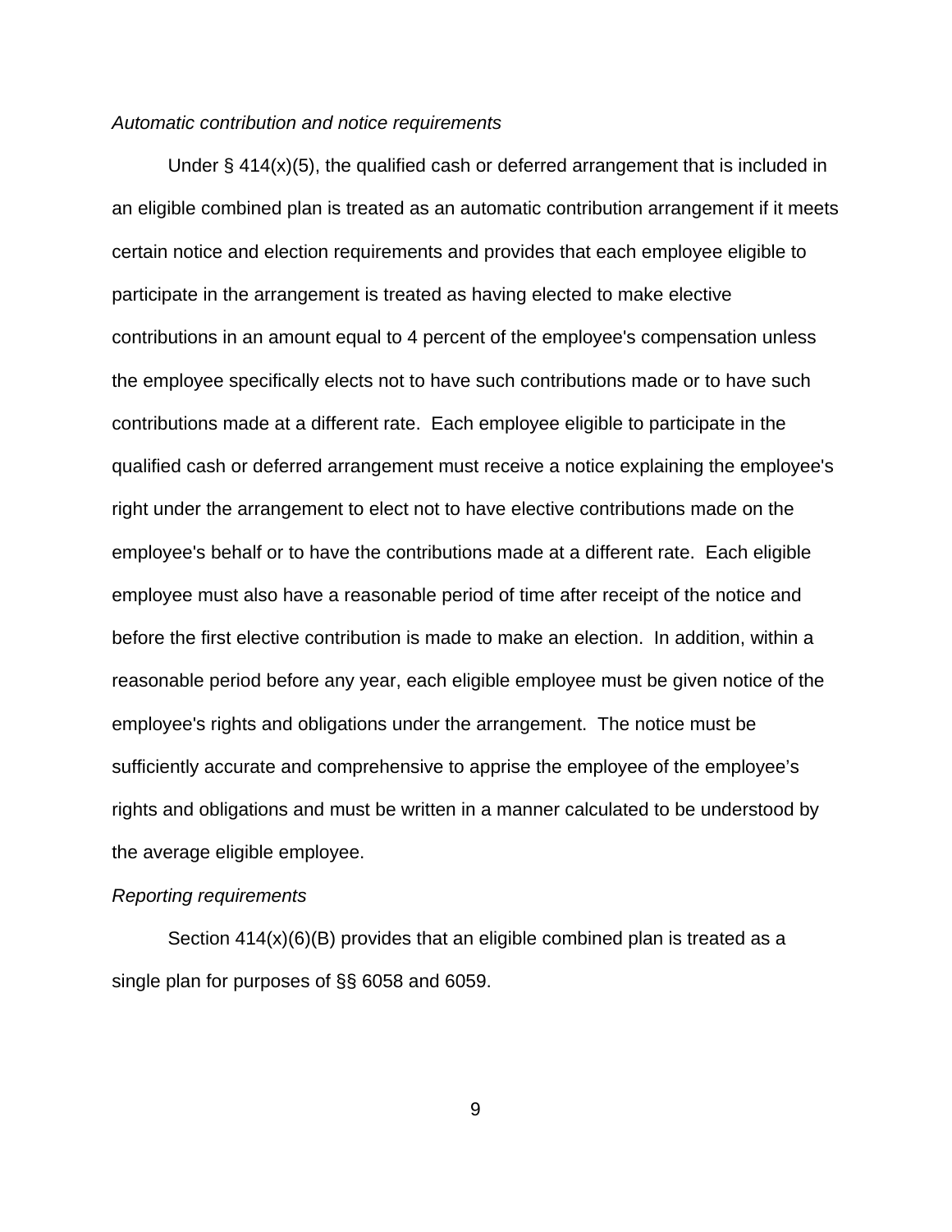*Automatic contribution and notice requirements*

Under § 414(x)(5), the qualified cash or deferred arrangement that is included in an eligible combined plan is treated as an automatic contribution arrangement if it meets certain notice and election requirements and provides that each employee eligible to participate in the arrangement is treated as having elected to make elective contributions in an amount equal to 4 percent of the employee's compensation unless the employee specifically elects not to have such contributions made or to have such contributions made at a different rate. Each employee eligible to participate in the qualified cash or deferred arrangement must receive a notice explaining the employee's right under the arrangement to elect not to have elective contributions made on the employee's behalf or to have the contributions made at a different rate. Each eligible employee must also have a reasonable period of time after receipt of the notice and before the first elective contribution is made to make an election. In addition, within a reasonable period before any year, each eligible employee must be given notice of the employee's rights and obligations under the arrangement. The notice must be sufficiently accurate and comprehensive to apprise the employee of the employee's rights and obligations and must be written in a manner calculated to be understood by the average eligible employee.

*Reporting requirements*

Section 414(x)(6)(B) provides that an eligible combined plan is treated as a single plan for purposes of §§ 6058 and 6059.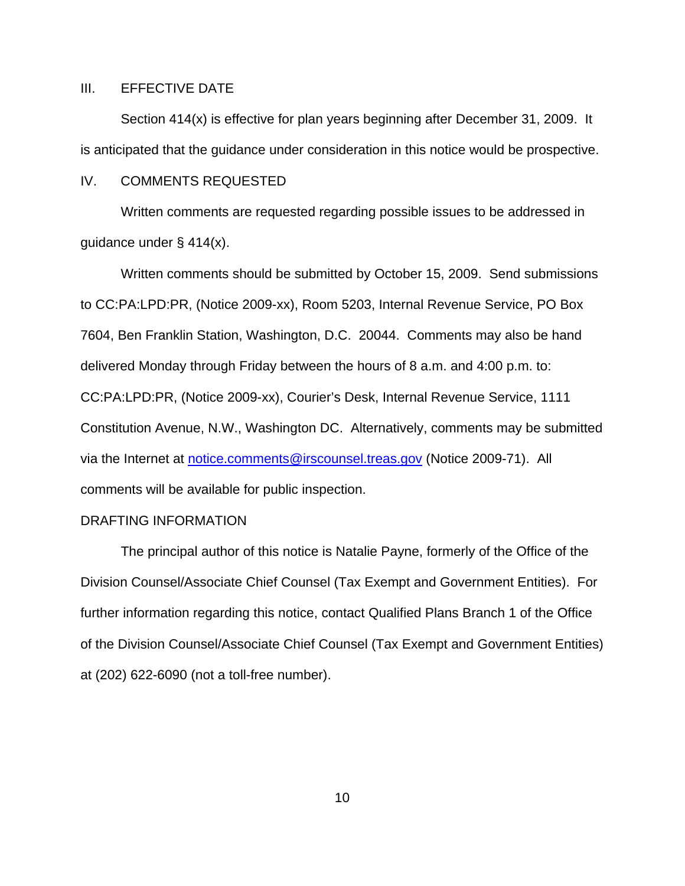## III. EFFECTIVE DATE

Section 414(x) is effective for plan years beginning after December 31, 2009. It is anticipated that the guidance under consideration in this notice would be prospective.

## IV. COMMENTS REQUESTED

Written comments are requested regarding possible issues to be addressed in guidance under § 414(x).

Written comments should be submitted by October 15, 2009. Send submissions to CC:PA:LPD:PR, (Notice 2009-xx), Room 5203, Internal Revenue Service, PO Box 7604, Ben Franklin Station, Washington, D.C. 20044. Comments may also be hand delivered Monday through Friday between the hours of 8 a.m. and 4:00 p.m. to: CC:PA:LPD:PR, (Notice 2009-xx), Courier's Desk, Internal Revenue Service, 1111 Constitution Avenue, N.W., Washington DC. Alternatively, comments may be submitted via the Internet at notice.comments@irscounsel.treas.gov (Notice 2009-71). All comments will be available for public inspection.

## DRAFTING INFORMATION

The principal author of this notice is Natalie Payne, formerly of the Office of the Division Counsel/Associate Chief Counsel (Tax Exempt and Government Entities). For further information regarding this notice, contact Qualified Plans Branch 1 of the Office of the Division Counsel/Associate Chief Counsel (Tax Exempt and Government Entities) at (202) 622-6090 (not a toll-free number).